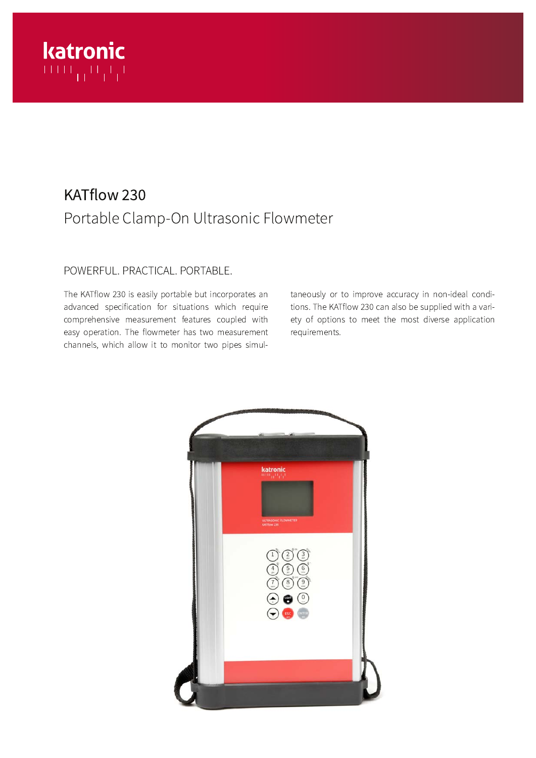katronic

# KATflow 230

## Portable Clamp-On Ultrasonic Flowmeter

### POWERFUL. PRACTICAL. PORTABLE.

The KATflow 230 is easily portable but incorporates an advanced specification for situations which require comprehensive measurement features coupled with easy operation. The flowmeter has two measurement channels, which allow it to monitor two pipes simultaneously or to improve accuracy in non-ideal conditions. The KATflow 230 can also be supplied with a variety of options to meet the most diverse application requirements.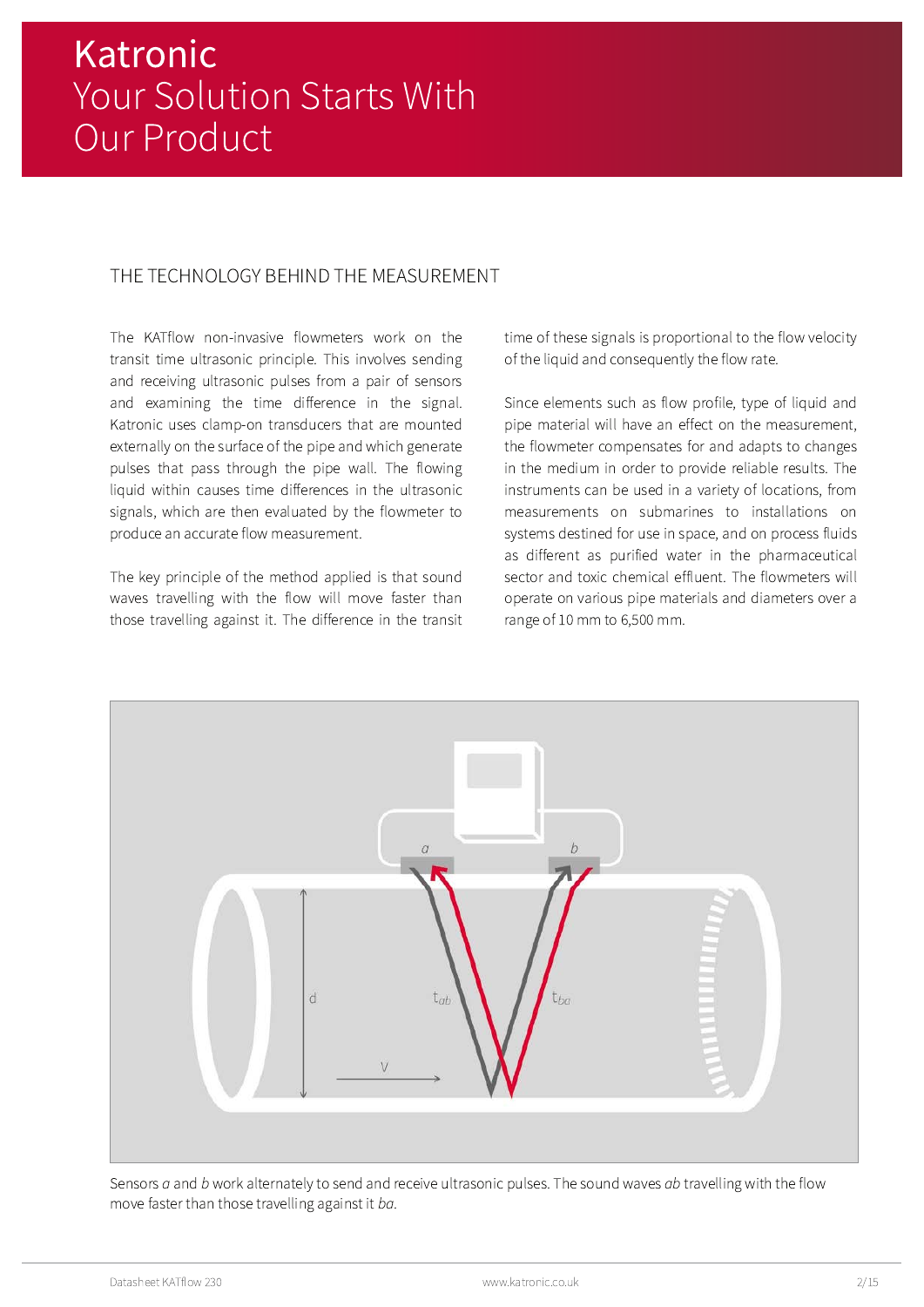# Katronic
# Your Solution Starts With Our Product

## THE TECHNOLOGY BEHIND THE MEASUREMENT

The KATflow non-invasive flowmeters work on the transit time ultrasonic principle. This involves sending and receiving ultrasonic pulses from a pair of sensors and examining the time difference in the signal. Katronic uses clamp-on transducers that are mounted externally on the surface of the pipe and which generate pulses that pass through the pipe wall. The flowing liquid within causes time differences in the ultrasonic signals, which are then evaluated by the flowmeter to produce an accurate flow measurement.

The key principle of the method applied is that sound waves travelling with the flow will move faster than those travelling against it. The difference in the transit time of these signals is proportional to the flow velocity of the liquid and consequently the flow rate.

Since elements such as flow profile, type of liquid and pipe material will have an effect on the measurement, the flowmeter compensates for and adapts to changes in the medium in order to provide reliable results. The instruments can be used in a variety of locations, from measurements on submarines to installations on systems destined for use in space, and on process fluids as different as purified water in the pharmaceutical sector and toxic chemical effluent. The flowmeters will operate on various pipe materials and diameters over a range of 10 mm to 6,500 mm.

Sensors *a* and *b* work alternately to send and receive ultrasonic pulses. The sound waves *ab* travelling with the flow move faster than those travelling against it *ba*.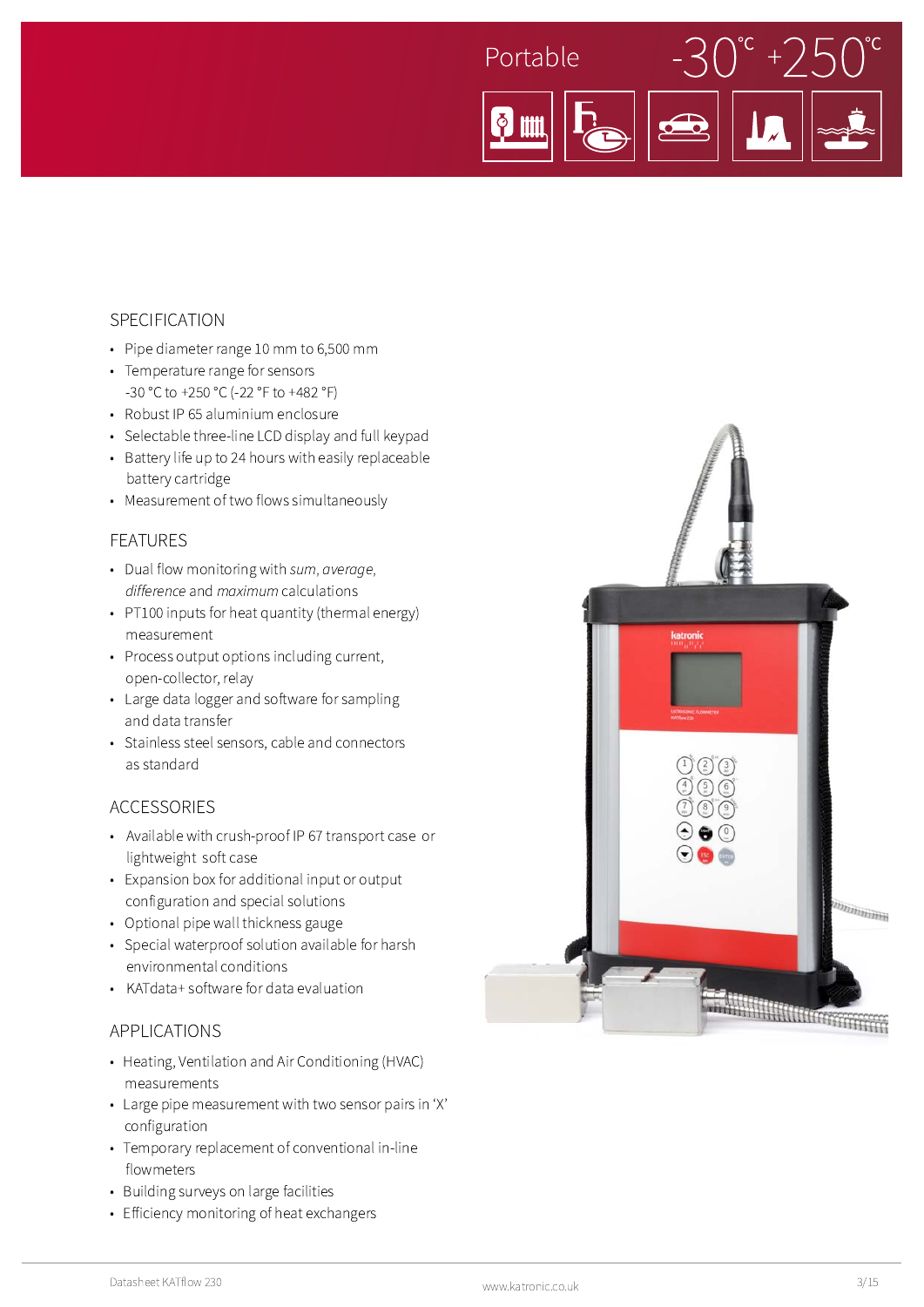Portable -30 °C +250 °C

## SPECIFICATION

- Pipe diameter range 10 mm to 6,500 mm
- Temperature range for sensors -30 °C to +250 °C (-22 °F to +482 °F)
- Robust IP 65 aluminium enclosure
- Selectable three-line LCD display and full keypad
- Battery life up to 24 hours with easily replaceable battery cartridge
- Measurement of two flows simultaneously

## FEATURES

- Dual flow monitoring with *sum*, *average*, *difference* and *maximum* calculations
- PT100 inputs for heat quantity (thermal energy) measurement
- Process output options including current, open-collector, relay
- Large data logger and software for sampling and data transfer
- Stainless steel sensors, cable and connectors as standard

## ACCESSORIES

- Available with crush-proof IP 67 transport case or lightweight soft case
- Expansion box for additional input or output configuration and special solutions
- Optional pipe wall thickness gauge
- Special waterproof solution available for harsh environmental conditions
- KATdata+ software for data evaluation

## APPLICATIONS

- Heating, Ventilation and Air Conditioning (HVAC) measurements
- Large pipe measurement with two sensor pairs in 'X' configuration
- Temporary replacement of conventional in-line flowmeters
- Building surveys on large facilities
- Efficiency monitoring of heat exchangers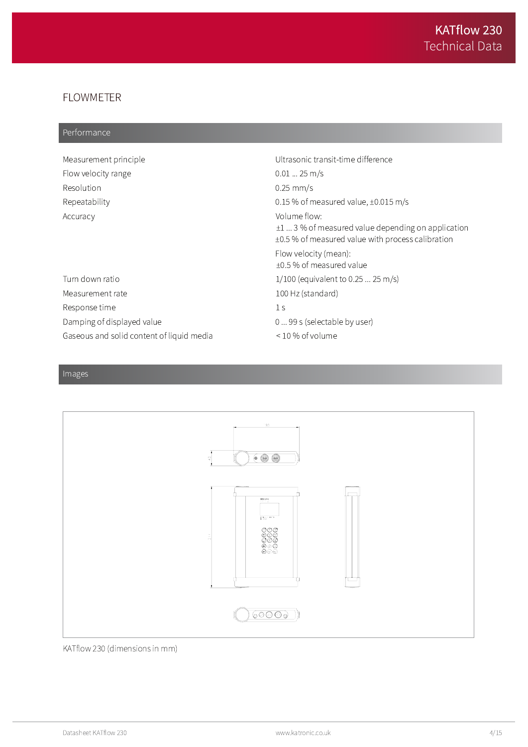## FLOWMETER

### Performance

| | |
|---|---|
| Measurement principle | Ultrasonic transit-time difference |
| Flow velocity range | 0.01 ... 25 m/s |
| Resolution | 0.25 mm/s |
| Repeatability | 0.15 % of measured value, ±0.015 m/s |
| Accuracy | Volume flow:<br>±1 ... 3 % of measured value depending on application<br>±0.5 % of measured value with process calibration<br>Flow velocity (mean):<br>±0.5 % of measured value |
| Turn down ratio | 1/100 (equivalent to 0.25 ... 25 m/s) |
| Measurement rate | 100 Hz (standard) |
| Response time | 1 s |
| Damping of displayed value | 0 ... 99 s (selectable by user) |
| Gaseous and solid content of liquid media | < 10 % of volume |

### Images

KATflow 230 (dimensions in mm)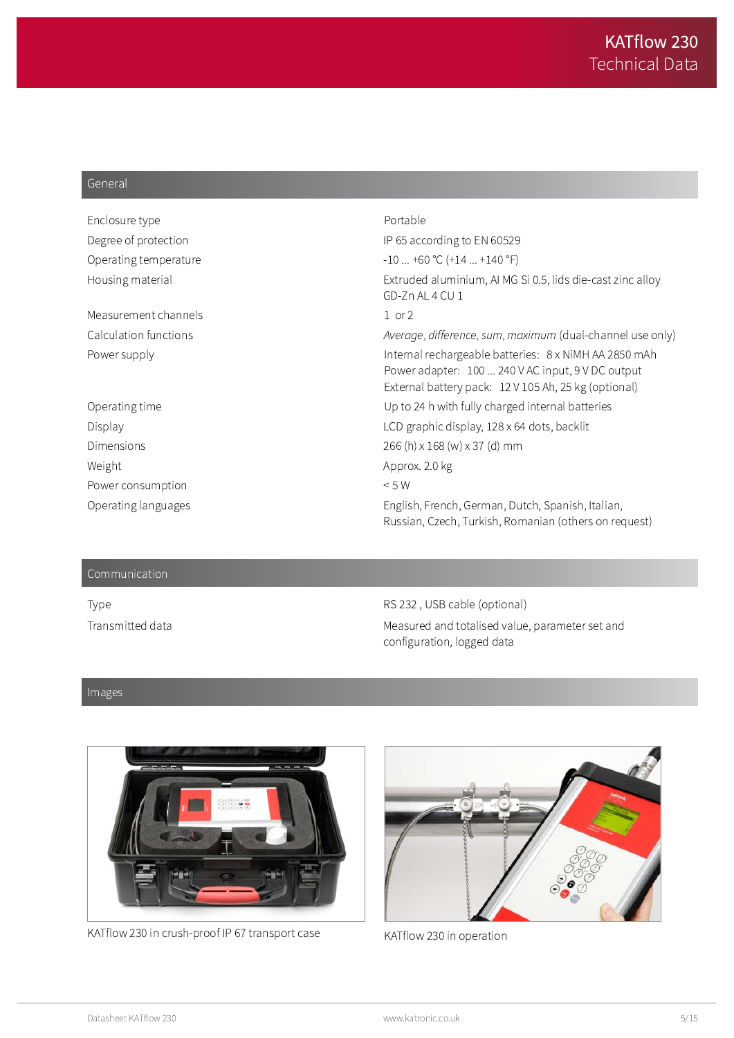# KATflow 230
## Technical Data

## General

| | |
|---|---|
| Enclosure type | Portable |
| Degree of protection | IP 65 according to EN 60529 |
| Operating temperature | -10 ... +60 °C (+14 ... +140 °F) |
| Housing material | Extruded aluminium, Al MG Si 0.5, lids die-cast zinc alloy GD-Zn AL 4 CU 1 |
| Measurement channels | 1 or 2 |
| Calculation functions | *Average*, *difference*, *sum*, *maximum* (dual-channel use only) |
| Power supply | Internal rechargeable batteries: 8 x NiMH AA 2850 mAh<br>Power adapter: 100 ... 240 V AC input, 9 V DC output<br>External battery pack: 12 V 105 Ah, 25 kg (optional) |
| Operating time | Up to 24 h with fully charged internal batteries |
| Display | LCD graphic display, 128 x 64 dots, backlit |
| Dimensions | 266 (h) x 168 (w) x 37 (d) mm |
| Weight | Approx. 2.0 kg |
| Power consumption | < 5 W |
| Operating languages | English, French, German, Dutch, Spanish, Italian, Russian, Czech, Turkish, Romanian (others on request) |

## Communication

| | |
|---|---|
| Type | RS 232 , USB cable (optional) |
| Transmitted data | Measured and totalised value, parameter set and configuration, logged data |

## Images

KATflow 230 in crush-proof IP 67 transport case

KATflow 230 in operation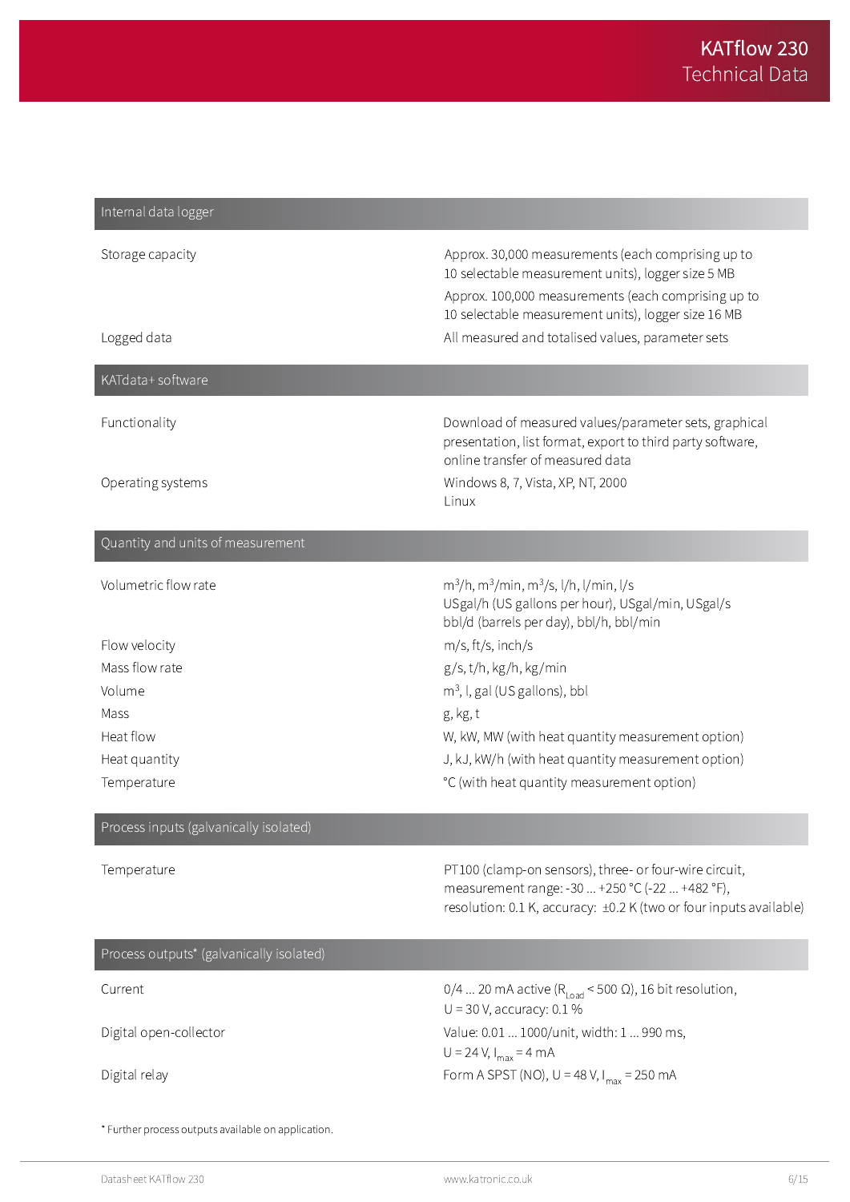## Internal data logger

| | |
|---|---|
| Storage capacity | Approx. 30,000 measurements (each comprising up to 10 selectable measurement units), logger size 5 MB<br>Approx. 100,000 measurements (each comprising up to 10 selectable measurement units), logger size 16 MB |
| Logged data | All measured and totalised values, parameter sets |

## KATdata+ software

| | |
|---|---|
| Functionality | Download of measured values/parameter sets, graphical presentation, list format, export to third party software, online transfer of measured data |
| Operating systems | Windows 8, 7, Vista, XP, NT, 2000<br>Linux |

## Quantity and units of measurement

| | |
|---|---|
| Volumetric flow rate | $m^3$/h, $m^3$/min, $m^3$/s, l/h, l/min, l/s<br>USgal/h (US gallons per hour), USgal/min, USgal/s<br>bbl/d (barrels per day), bbl/h, bbl/min |
| Flow velocity | m/s, ft/s, inch/s |
| Mass flow rate | g/s, t/h, kg/h, kg/min |
| Volume | $m^3$, l, gal (US gallons), bbl |
| Mass | g, kg, t |
| Heat flow | W, kW, MW (with heat quantity measurement option) |
| Heat quantity | J, kJ, kW/h (with heat quantity measurement option) |
| Temperature | °C (with heat quantity measurement option) |

## Process inputs (galvanically isolated)

| | |
|---|---|
| Temperature | PT100 (clamp-on sensors), three- or four-wire circuit, measurement range: -30 ... +250 °C (-22 ... +482 °F), resolution: 0.1 K, accuracy: ±0.2 K (two or four inputs available) |

## Process outputs* (galvanically isolated)

| | |
|---|---|
| Current | 0/4 ... 20 mA active ($R_{Load}$ < 500 Ω), 16 bit resolution, U = 30 V, accuracy: 0.1 % |
| Digital open-collector | Value: 0.01 ... 1000/unit, width: 1 ... 990 ms, U = 24 V, $I_{max}$ = 4 mA |
| Digital relay | Form A SPST (NO), U = 48 V, $I_{max}$ = 250 mA |

* Further process outputs available on application.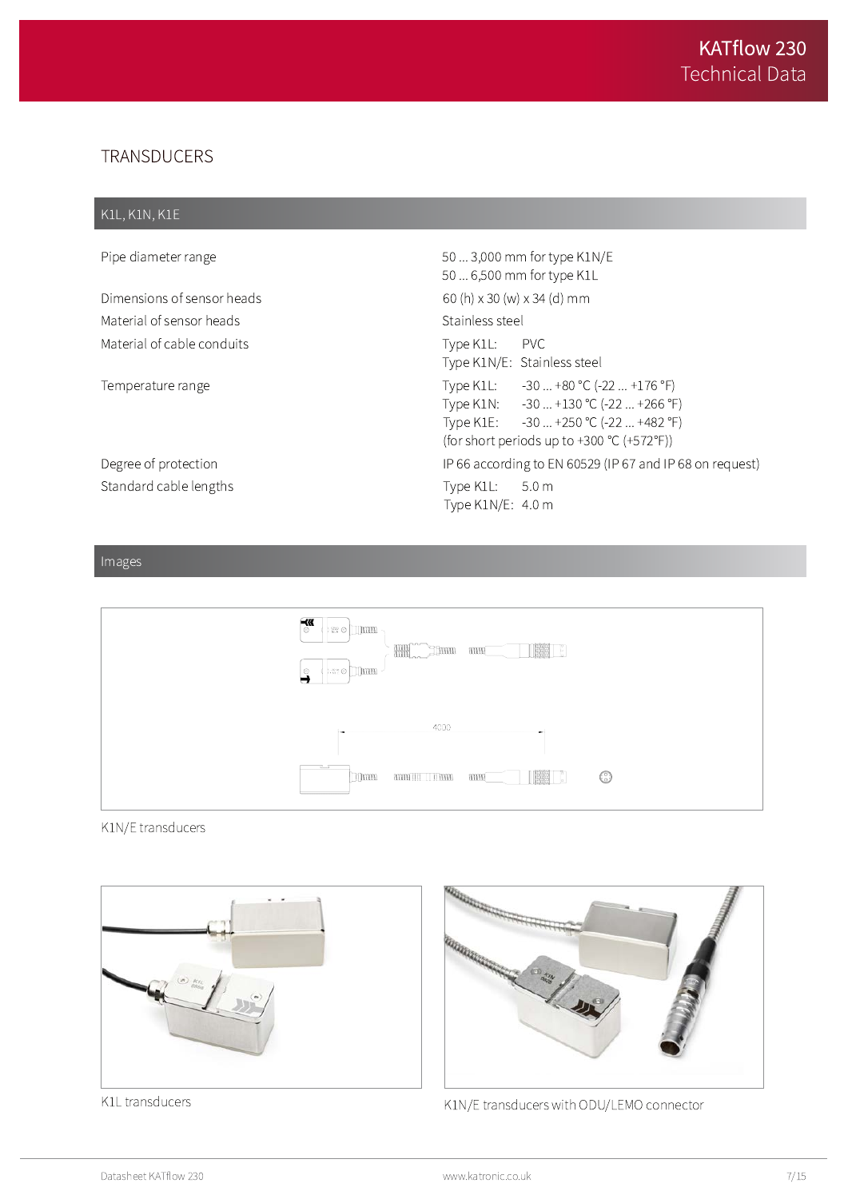# TRANSDUCERS

## K1L, K1N, K1E

| | |
|---|---|
| Pipe diameter range | 50 ... 3,000 mm for type K1N/E<br>50 ... 6,500 mm for type K1L |
| Dimensions of sensor heads | 60 (h) x 30 (w) x 34 (d) mm |
| Material of sensor heads | Stainless steel |
| Material of cable conduits | Type K1L: PVC<br>Type K1N/E: Stainless steel |
| Temperature range | Type K1L: -30 ... +80 °C (-22 ... +176 °F)<br>Type K1N: -30 ... +130 °C (-22 ... +266 °F)<br>Type K1E: -30 ... +250 °C (-22 ... +482 °F)<br>(for short periods up to +300 °C (+572°F)) |
| Degree of protection | IP 66 according to EN 60529 (IP 67 and IP 68 on request) |
| Standard cable lengths | Type K1L: 5.0 m<br>Type K1N/E: 4.0 m |

## Images

K1N/E transducers

K1L transducers

K1N/E transducers with ODU/LEMO connector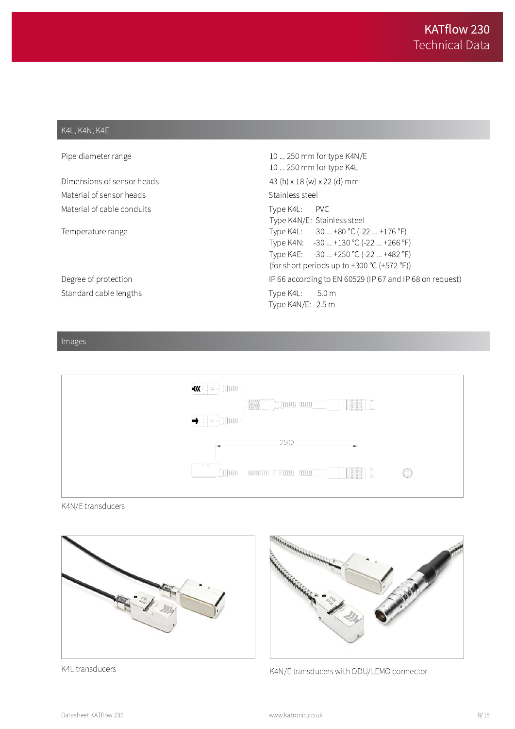## K4L, K4N, K4E

| | |
|---|---|
| Pipe diameter range | 10 ... 250 mm for type K4N/E<br>10 ... 250 mm for type K4L |
| Dimensions of sensor heads | 43 (h) x 18 (w) x 22 (d) mm |
| Material of sensor heads | Stainless steel |
| Material of cable conduits | Type K4L: PVC<br>Type K4N/E: Stainless steel |
| Temperature range | Type K4L: -30 ... +80 °C (-22 ... +176 °F)<br>Type K4N: -30 ... +130 °C (-22 ... +266 °F)<br>Type K4E: -30 ... +250 °C (-22 ... +482 °F)<br>(for short periods up to +300 °C (+572 °F)) |
| Degree of protection | IP 66 according to EN 60529 (IP 67 and IP 68 on request) |
| Standard cable lengths | Type K4L: 5.0 m<br>Type K4N/E: 2.5 m |

## Images

K4N/E transducers

K4L transducers

K4N/E transducers with ODU/LEMO connector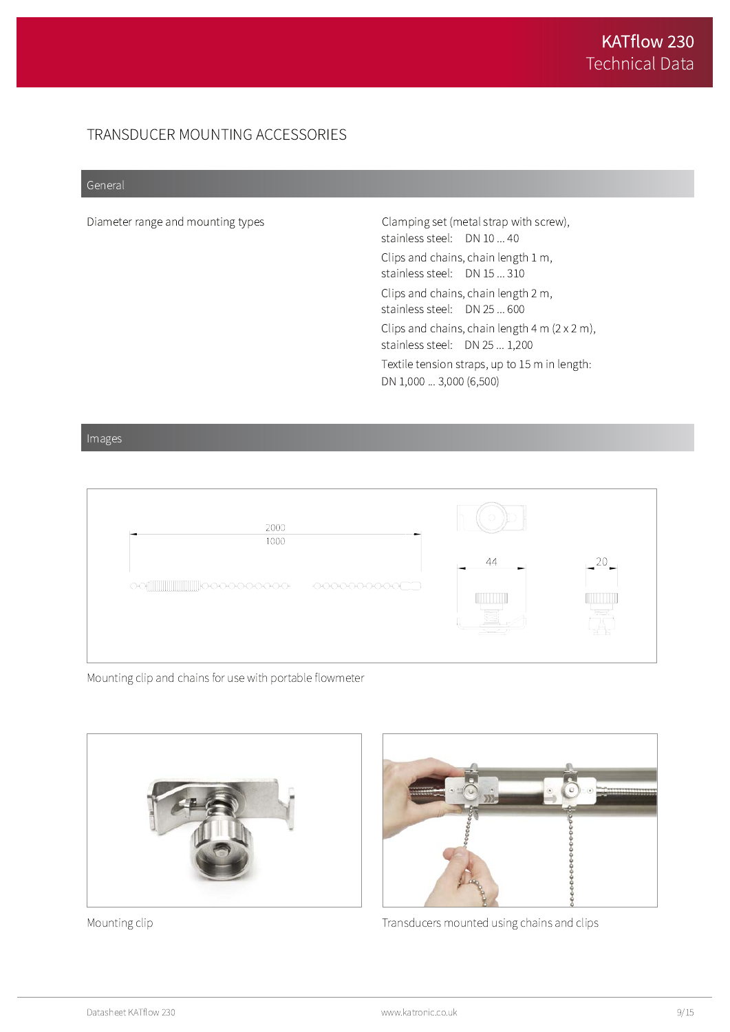# TRANSDUCER MOUNTING ACCESSORIES

## General

| | |
|---|---|
| Diameter range and mounting types | Clamping set (metal strap with screw), stainless steel: DN 10 ... 40<br>Clips and chains, chain length 1 m, stainless steel: DN 15 ... 310<br>Clips and chains, chain length 2 m, stainless steel: DN 25 ... 600<br>Clips and chains, chain length 4 m (2 x 2 m), stainless steel: DN 25 ... 1,200<br>Textile tension straps, up to 15 m in length: DN 1,000 ... 3,000 (6,500) |

## Images

Mounting clip and chains for use with portable flowmeter

Mounting clip

Transducers mounted using chains and clips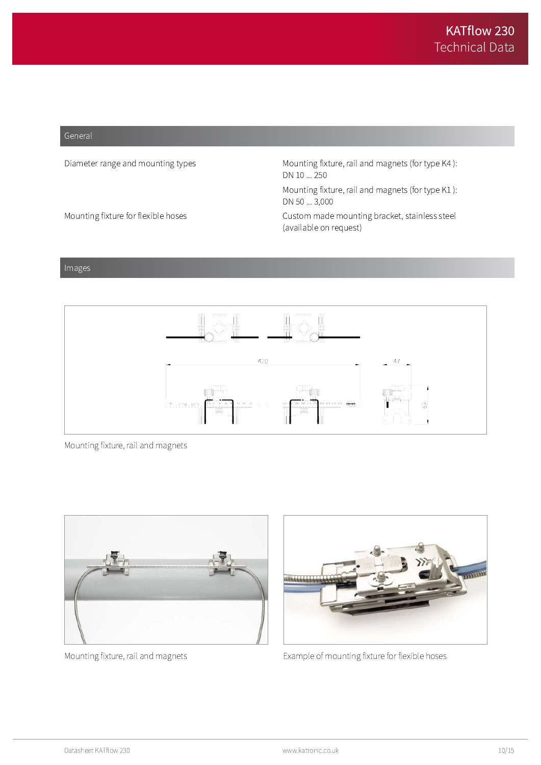## General

| | |
|---|---|
| Diameter range and mounting types | Mounting fixture, rail and magnets (for type K4 ):<br>DN 10 ... 250 |
| | Mounting fixture, rail and magnets (for type K1 ):<br>DN 50 ... 3,000 |
| Mounting fixture for flexible hoses | Custom made mounting bracket, stainless steel<br>(available on request) |

## Images

Mounting fixture, rail and magnets

Mounting fixture, rail and magnets

Example of mounting fixture for flexible hoses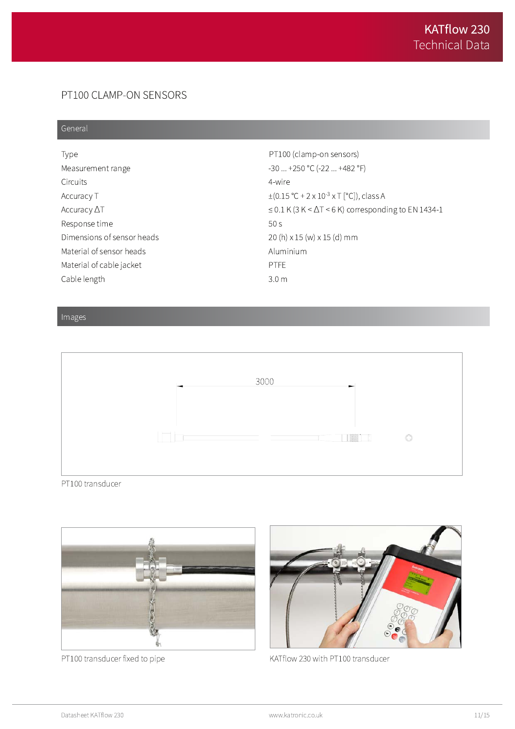## PT100 CLAMP-ON SENSORS

### General

| | |
|---|---|
| Type | PT100 (clamp-on sensors) |
| Measurement range | -30 ... +250 °C (-22 ... +482 °F) |
| Circuits | 4-wire |
| Accuracy T | ±(0.15 °C + 2 x $10^{-3}$ x T [°C]), class A |
| Accuracy ΔT | ≤ 0.1 K (3 K < ΔT < 6 K) corresponding to EN 1434-1 |
| Response time | 50 s |
| Dimensions of sensor heads | 20 (h) x 15 (w) x 15 (d) mm |
| Material of sensor heads | Aluminium |
| Material of cable jacket | PTFE |
| Cable length | 3.0 m |

### Images

3000

PT100 transducer

PT100 transducer fixed to pipe

KATflow 230 with PT100 transducer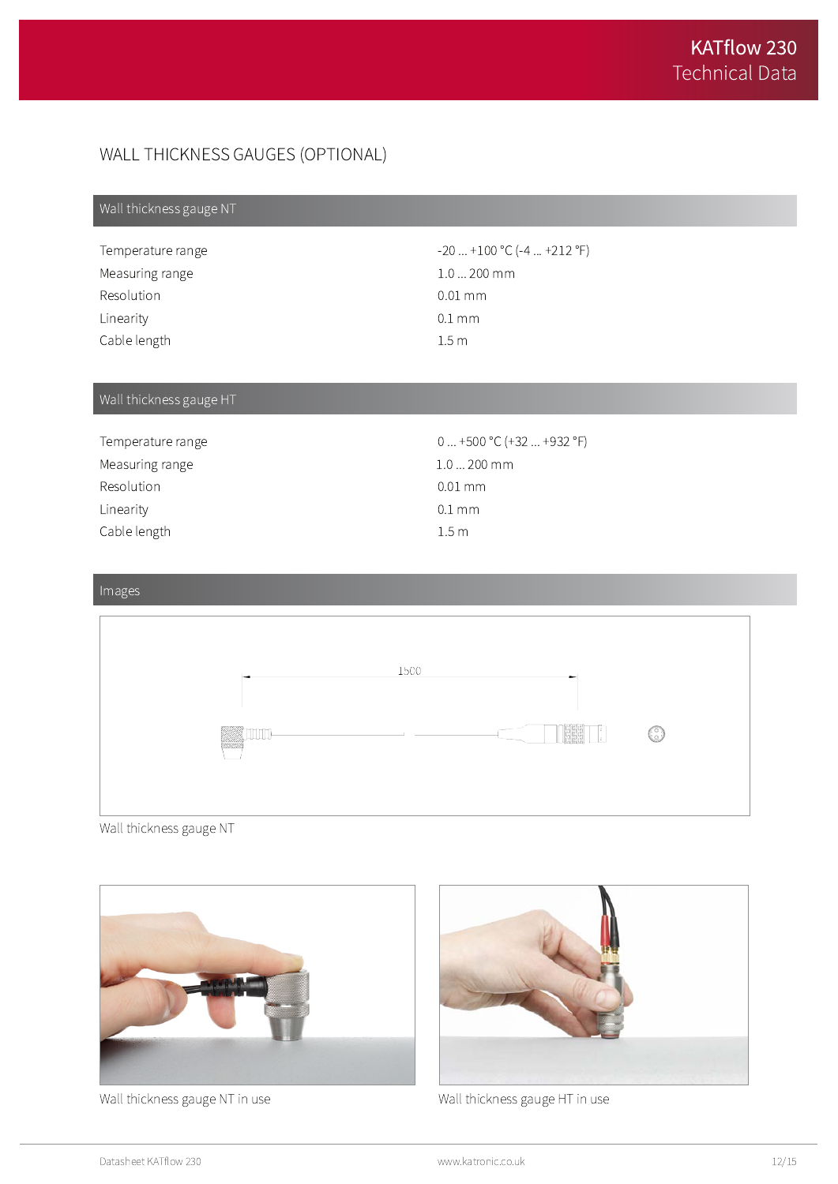# WALL THICKNESS GAUGES (OPTIONAL)

## Wall thickness gauge NT

| | |
|---|---|
| Temperature range | -20 ... +100 °C (-4 ... +212 °F) |
| Measuring range | 1.0 ... 200 mm |
| Resolution | 0.01 mm |
| Linearity | 0.1 mm |
| Cable length | 1.5 m |

## Wall thickness gauge HT

| | |
|---|---|
| Temperature range | 0 ... +500 °C (+32 ... +932 °F) |
| Measuring range | 1.0 ... 200 mm |
| Resolution | 0.01 mm |
| Linearity | 0.1 mm |
| Cable length | 1.5 m |

## Images

Wall thickness gauge NT

Wall thickness gauge NT in use

Wall thickness gauge HT in use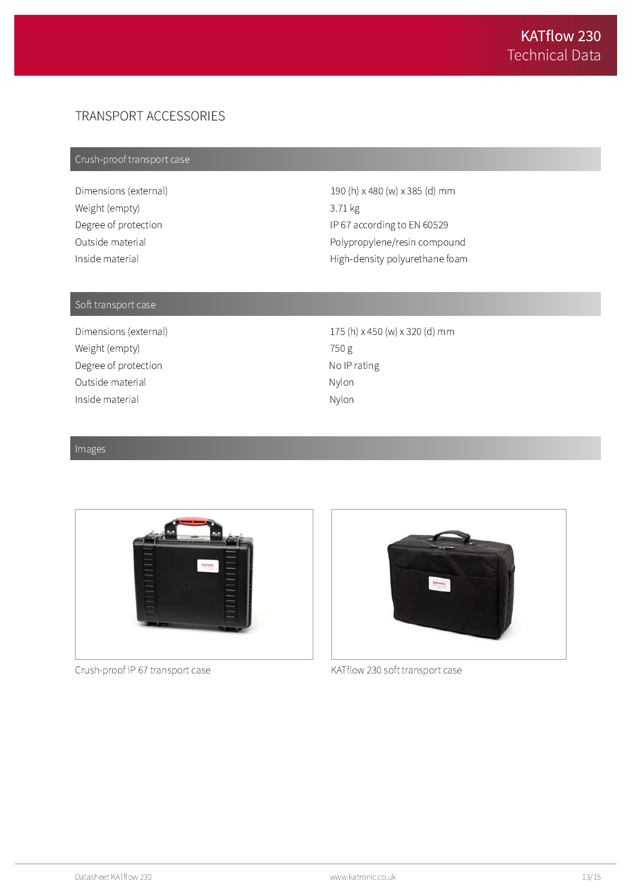# TRANSPORT ACCESSORIES

## Crush-proof transport case

| | |
|---|---|
| Dimensions (external) | 190 (h) x 480 (w) x 385 (d) mm |
| Weight (empty) | 3.71 kg |
| Degree of protection | IP 67 according to EN 60529 |
| Outside material | Polypropylene/resin compound |
| Inside material | High-density polyurethane foam |

## Soft transport case

| | |
|---|---|
| Dimensions (external) | 175 (h) x 450 (w) x 320 (d) mm |
| Weight (empty) | 750 g |
| Degree of protection | No IP rating |
| Outside material | Nylon |
| Inside material | Nylon |

## Images

Crush-proof IP 67 transport case

KATflow 230 soft transport case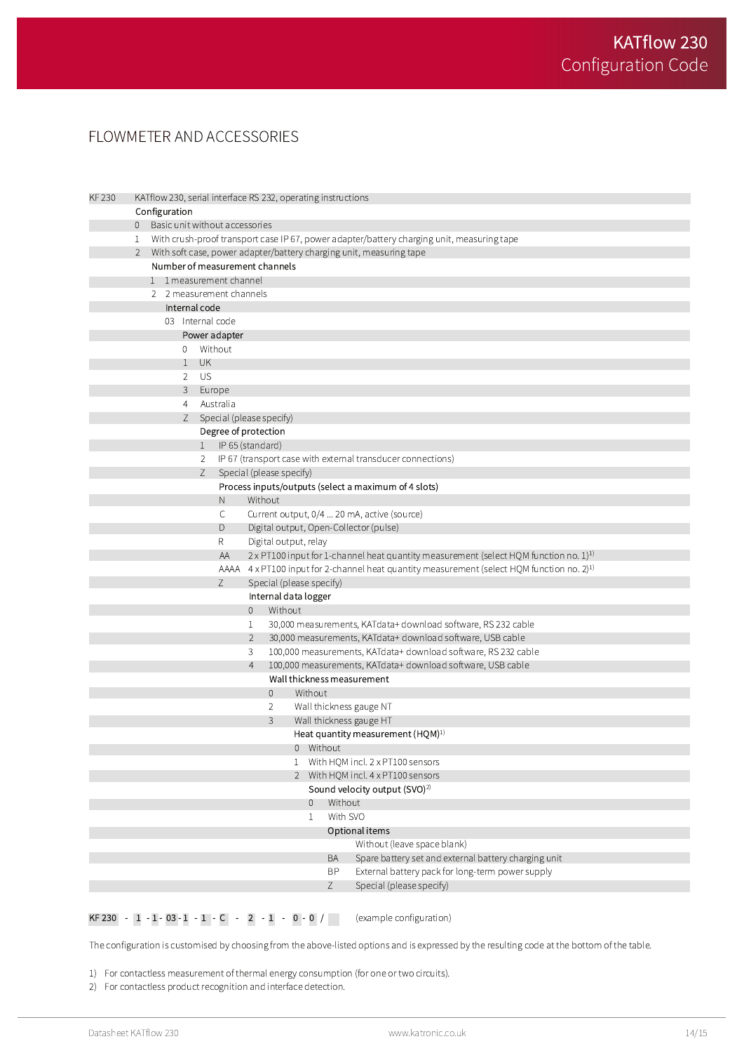# KATflow 230 Configuration Code

## FLOWMETER AND ACCESSORIES

| Code | Description |
|---|---|
| KF 230 | KATflow 230, serial interface RS 232, operating instructions |
| | **Configuration** |
| 0 | Basic unit without accessories |
| 1 | With crush-proof transport case IP 67, power adapter/battery charging unit, measuring tape |
| 2 | With soft case, power adapter/battery charging unit, measuring tape |
| | **Number of measurement channels** |
| 1 | 1 measurement channel |
| 2 | 2 measurement channels |
| | **Internal code** |
| 03 | Internal code |
| | **Power adapter** |
| 0 | Without |
| 1 | UK |
| 2 | US |
| 3 | Europe |
| 4 | Australia |
| Z | Special (please specify) |
| | **Degree of protection** |
| 1 | IP 65 (standard) |
| 2 | IP 67 (transport case with external transducer connections) |
| Z | Special (please specify) |
| | **Process inputs/outputs (select a maximum of 4 slots)** |
| N | Without |
| C | Current output, 0/4 ... 20 mA, active (source) |
| D | Digital output, Open-Collector (pulse) |
| R | Digital output, relay |
| AA | 2 x PT100 input for 1-channel heat quantity measurement (select HQM function no. 1)[1] |
| AAAA | 4 x PT100 input for 2-channel heat quantity measurement (select HQM function no. 2)[1] |
| Z | Special (please specify) |
| | **Internal data logger** |
| 0 | Without |
| 1 | 30,000 measurements, KATdata+ download software, RS 232 cable |
| 2 | 30,000 measurements, KATdata+ download software, USB cable |
| 3 | 100,000 measurements, KATdata+ download software, RS 232 cable |
| 4 | 100,000 measurements, KATdata+ download software, USB cable |
| | **Wall thickness measurement** |
| 0 | Without |
| 2 | Wall thickness gauge NT |
| 3 | Wall thickness gauge HT |
| | **Heat quantity measurement (HQM)[1]** |
| 0 | Without |
| 1 | With HQM incl. 2 x PT100 sensors |
| 2 | With HQM incl. 4 x PT100 sensors |
| | **Sound velocity output (SVO)[2]** |
| 0 | Without |
| 1 | With SVO |
| | **Optional items** |
| | Without (leave space blank) |
| BA | Spare battery set and external battery charging unit |
| BP | External battery pack for long-term power supply |
| Z | Special (please specify) |

KF 230 - 1 - 1 - 03 - 1 - 1 - C - 2 - 1 - 0 - 0 / (example configuration)

The configuration is customised by choosing from the above-listed options and is expressed by the resulting code at the bottom of the table.

1) For contactless measurement of thermal energy consumption (for one or two circuits).
2) For contactless product recognition and interface detection.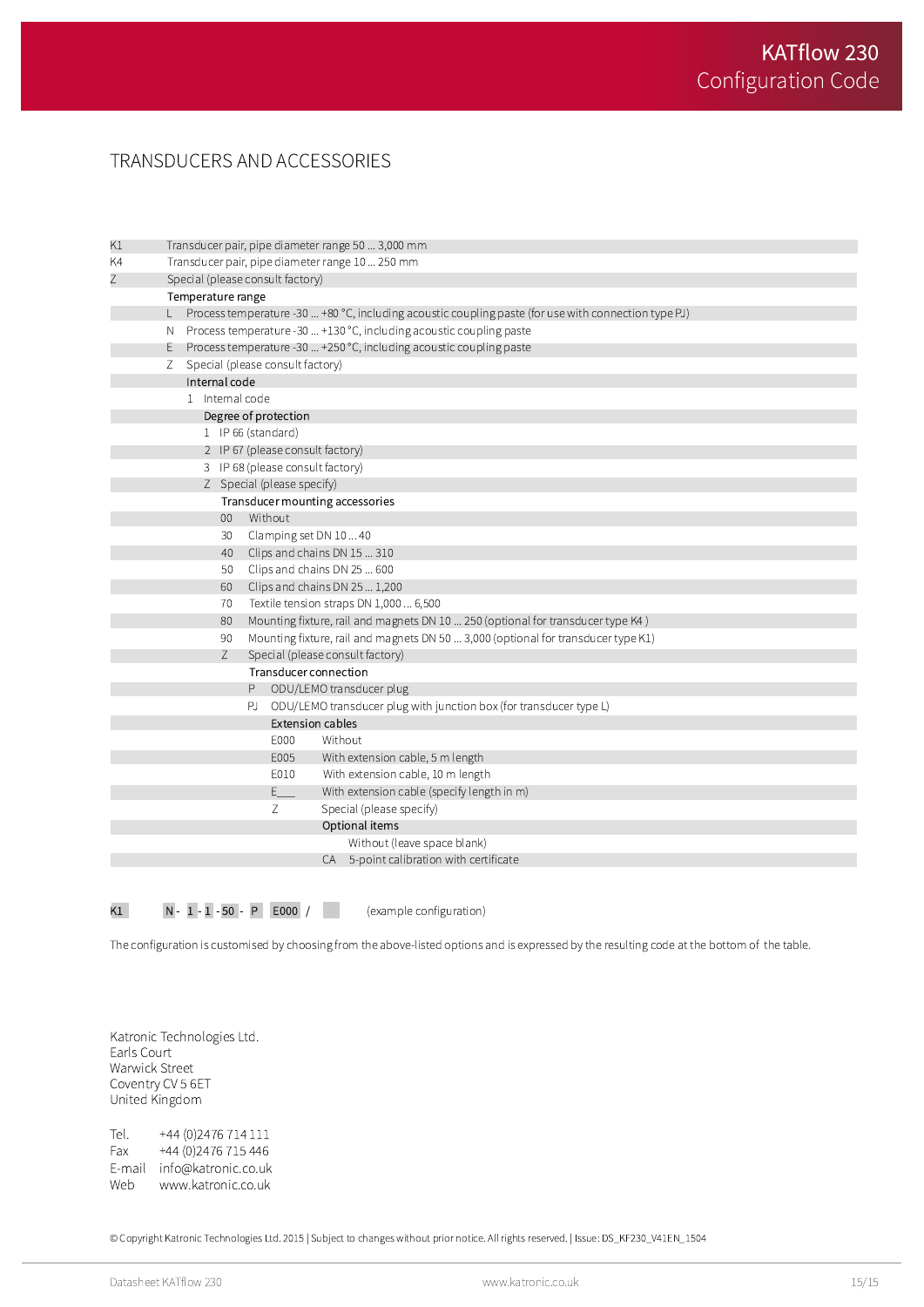# KATflow 230
## Configuration Code

## TRANSDUCERS AND ACCESSORIES

| | | | | | | | | |
|---|---|---|---|---|---|---|---|---|
| K1 | Transducer pair, pipe diameter range 50 ... 3,000 mm | | | | | | | |
| K4 | Transducer pair, pipe diameter range 10 ... 250 mm | | | | | | | |
| Z | Special (please consult factory) | | | | | | | |
| | **Temperature range** | | | | | | | |
| | L | Process temperature -30 ... +80 °C, including acoustic coupling paste (for use with connection type PJ) | | | | | | |
| | N | Process temperature -30 ... +130 °C, including acoustic coupling paste | | | | | | |
| | E | Process temperature -30 ... +250 °C, including acoustic coupling paste | | | | | | |
| | Z | Special (please consult factory) | | | | | | |
| | | **Internal code** | | | | | | |
| | | 1 | Internal code | | | | | |
| | | | **Degree of protection** | | | | | |
| | | | 1 | IP 66 (standard) | | | | |
| | | | 2 | IP 67 (please consult factory) | | | | |
| | | | 3 | IP 68 (please consult factory) | | | | |
| | | | Z | Special (please specify) | | | | |
| | | | | **Transducer mounting accessories** | | | | |
| | | | | 00 | Without | | | |
| | | | | 30 | Clamping set DN 10 ... 40 | | | |
| | | | | 40 | Clips and chains DN 15 ... 310 | | | |
| | | | | 50 | Clips and chains DN 25 ... 600 | | | |
| | | | | 60 | Clips and chains DN 25 ... 1,200 | | | |
| | | | | 70 | Textile tension straps DN 1,000 ... 6,500 | | | |
| | | | | 80 | Mounting fixture, rail and magnets DN 10 ... 250 (optional for transducer type K4 ) | | | |
| | | | | 90 | Mounting fixture, rail and magnets DN 50 ... 3,000 (optional for transducer type K1) | | | |
| | | | | Z | Special (please consult factory) | | | |
| | | | | | **Transducer connection** | | | |
| | | | | | P | ODU/LEMO transducer plug | | |
| | | | | | PJ | ODU/LEMO transducer plug with junction box (for transducer type L) | | |
| | | | | | | **Extension cables** | | |
| | | | | | | E000 | Without | |
| | | | | | | E005 | With extension cable, 5 m length | |
| | | | | | | E010 | With extension cable, 10 m length | |
| | | | | | | E___ | With extension cable (specify length in m) | |
| | | | | | | Z | Special (please specify) | |
| | | | | | | | **Optional items** | |
| | | | | | | | | Without (leave space blank) |
| | | | | | | | CA | 5-point calibration with certificate |

K1 N - 1 - 1 - 50 - P E000 / (example configuration)

The configuration is customised by choosing from the above-listed options and is expressed by the resulting code at the bottom of the table.

Katronic Technologies Ltd.
Earls Court
Warwick Street
Coventry CV5 6ET
United Kingdom

Tel. +44 (0)2476 714 111
Fax +44 (0)2476 715 446
E-mail info@katronic.co.uk
Web www.katronic.co.uk

© Copyright Katronic Technologies Ltd. 2015 | Subject to changes without prior notice. All rights reserved. | Issue: DS_KF230_V41EN_1504